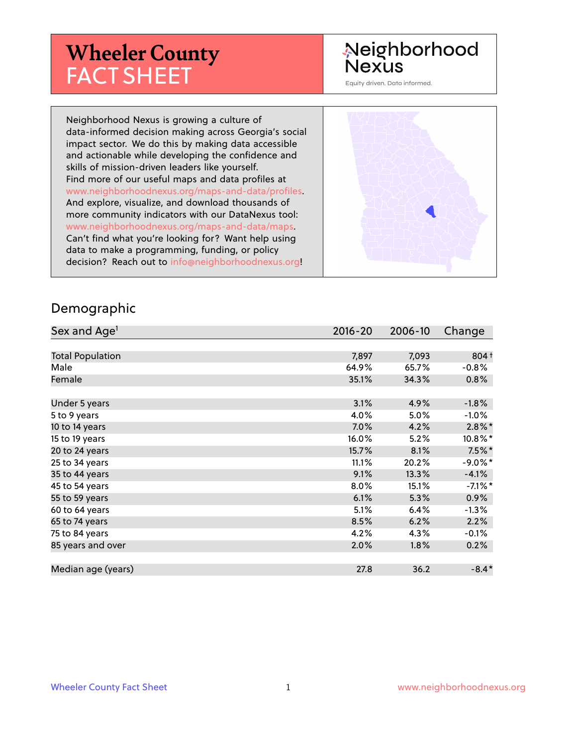# Wheeler County FACT SHEET

Neighborhood Nexus

Equity driven. Data informed.

Neighborhood Nexus is growing a culture of data-informed decision making across Georgia's social impact sector. We do this by making data accessible and actionable while developing the confidence and skills of mission-driven leaders like yourself. Find more of our useful maps and data profiles at www.neighborhoodnexus.org/maps-and-data/profiles. And explore, visualize, and download thousands of more community indicators with our DataNexus tool: www.neighborhoodnexus.org/maps-and-data/maps. Can't find what you're looking for? Want help using data to make a programming, funding, or policy decision? Reach out to info@neighborhoodnexus.org!

## Demographic

| Sex and Age[1] | 2016-20 | 2006-10 | Change |
|---|---|---|---|
| Total Population | 7,897 | 7,093 | 804 † |
| Male | 64.9% | 65.7% | -0.8% |
| Female | 35.1% | 34.3% | 0.8% |
| | | | |
| Under 5 years | 3.1% | 4.9% | -1.8% |
| 5 to 9 years | 4.0% | 5.0% | -1.0% |
| 10 to 14 years | 7.0% | 4.2% | 2.8%* |
| 15 to 19 years | 16.0% | 5.2% | 10.8%* |
| 20 to 24 years | 15.7% | 8.1% | 7.5%* |
| 25 to 34 years | 11.1% | 20.2% | -9.0%* |
| 35 to 44 years | 9.1% | 13.3% | -4.1% |
| 45 to 54 years | 8.0% | 15.1% | -7.1%* |
| 55 to 59 years | 6.1% | 5.3% | 0.9% |
| 60 to 64 years | 5.1% | 6.4% | -1.3% |
| 65 to 74 years | 8.5% | 6.2% | 2.2% |
| 75 to 84 years | 4.2% | 4.3% | -0.1% |
| 85 years and over | 2.0% | 1.8% | 0.2% |
| | | | |
| Median age (years) | 27.8 | 36.2 | -8.4* |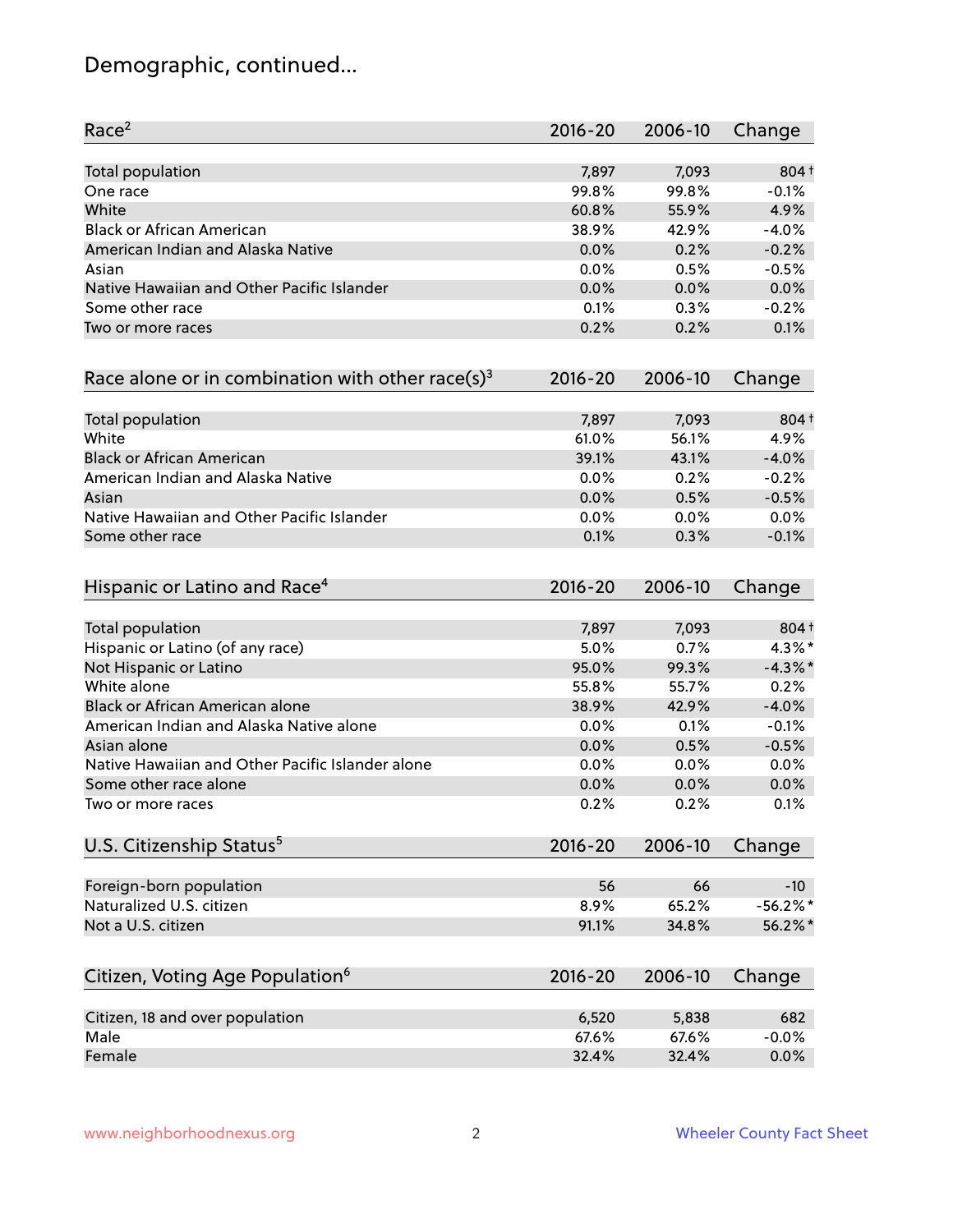# Demographic, continued...

| Race[2] | 2016-20 | 2006-10 | Change |
|---|---|---|---|
| Total population | 7,897 | 7,093 | 804 † |
| One race | 99.8% | 99.8% | -0.1% |
| White | 60.8% | 55.9% | 4.9% |
| Black or African American | 38.9% | 42.9% | -4.0% |
| American Indian and Alaska Native | 0.0% | 0.2% | -0.2% |
| Asian | 0.0% | 0.5% | -0.5% |
| Native Hawaiian and Other Pacific Islander | 0.0% | 0.0% | 0.0% |
| Some other race | 0.1% | 0.3% | -0.2% |
| Two or more races | 0.2% | 0.2% | 0.1% |

| Race alone or in combination with other race(s)[3] | 2016-20 | 2006-10 | Change |
|---|---|---|---|
| Total population | 7,897 | 7,093 | 804 † |
| White | 61.0% | 56.1% | 4.9% |
| Black or African American | 39.1% | 43.1% | -4.0% |
| American Indian and Alaska Native | 0.0% | 0.2% | -0.2% |
| Asian | 0.0% | 0.5% | -0.5% |
| Native Hawaiian and Other Pacific Islander | 0.0% | 0.0% | 0.0% |
| Some other race | 0.1% | 0.3% | -0.1% |

| Hispanic or Latino and Race[4] | 2016-20 | 2006-10 | Change |
|---|---|---|---|
| Total population | 7,897 | 7,093 | 804 † |
| Hispanic or Latino (of any race) | 5.0% | 0.7% | 4.3% * |
| Not Hispanic or Latino | 95.0% | 99.3% | -4.3% * |
| White alone | 55.8% | 55.7% | 0.2% |
| Black or African American alone | 38.9% | 42.9% | -4.0% |
| American Indian and Alaska Native alone | 0.0% | 0.1% | -0.1% |
| Asian alone | 0.0% | 0.5% | -0.5% |
| Native Hawaiian and Other Pacific Islander alone | 0.0% | 0.0% | 0.0% |
| Some other race alone | 0.0% | 0.0% | 0.0% |
| Two or more races | 0.2% | 0.2% | 0.1% |

| U.S. Citizenship Status[5] | 2016-20 | 2006-10 | Change |
|---|---|---|---|
| Foreign-born population | 56 | 66 | -10 |
| Naturalized U.S. citizen | 8.9% | 65.2% | -56.2% * |
| Not a U.S. citizen | 91.1% | 34.8% | 56.2% * |

| Citizen, Voting Age Population[6] | 2016-20 | 2006-10 | Change |
|---|---|---|---|
| Citizen, 18 and over population | 6,520 | 5,838 | 682 |
| Male | 67.6% | 67.6% | -0.0% |
| Female | 32.4% | 32.4% | 0.0% |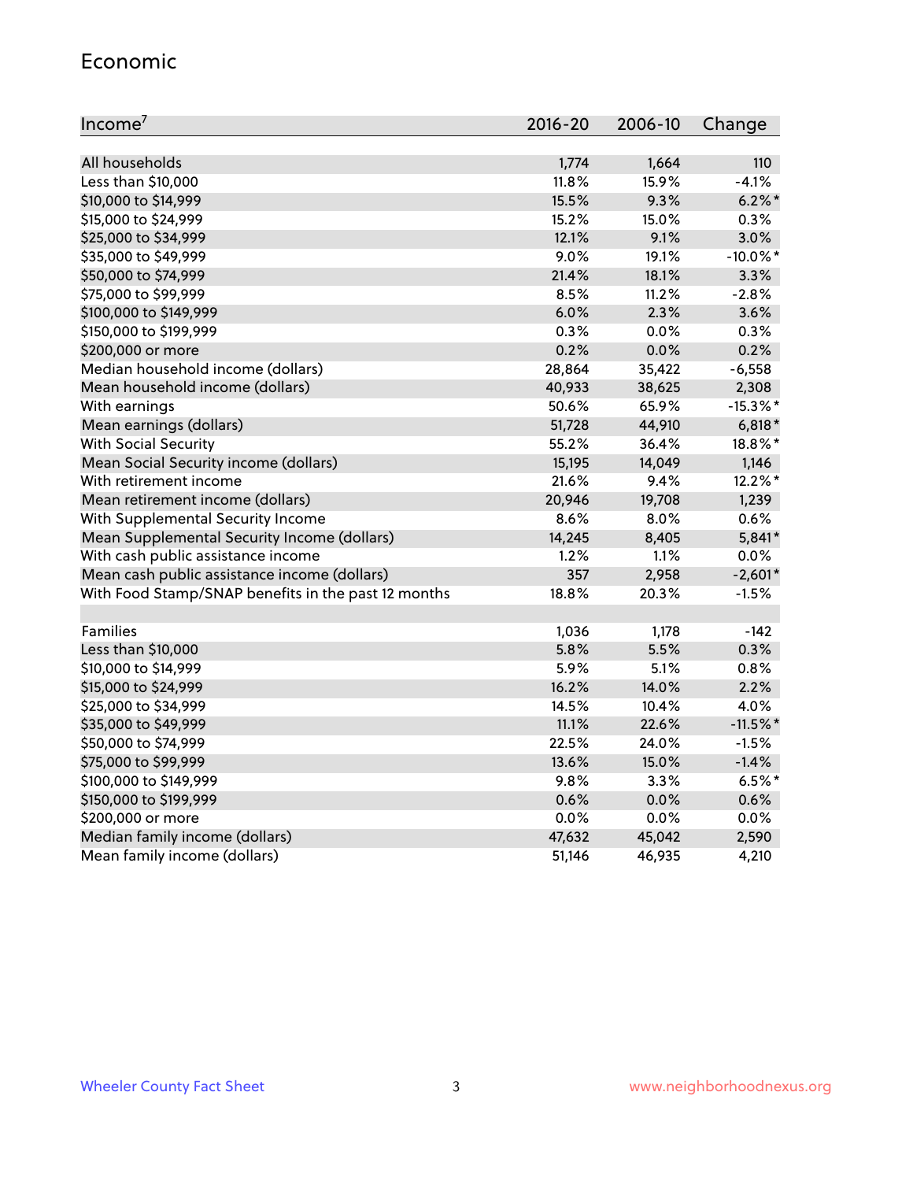## Economic

| Income[7] | 2016-20 | 2006-10 | Change |
|---|---|---|---|
| All households | 1,774 | 1,664 | 110 |
| Less than $10,000 | 11.8% | 15.9% | -4.1% |
| $10,000 to $14,999 | 15.5% | 9.3% | 6.2%* |
| $15,000 to $24,999 | 15.2% | 15.0% | 0.3% |
| $25,000 to $34,999 | 12.1% | 9.1% | 3.0% |
| $35,000 to $49,999 | 9.0% | 19.1% | -10.0%* |
| $50,000 to $74,999 | 21.4% | 18.1% | 3.3% |
| $75,000 to $99,999 | 8.5% | 11.2% | -2.8% |
| $100,000 to $149,999 | 6.0% | 2.3% | 3.6% |
| $150,000 to $199,999 | 0.3% | 0.0% | 0.3% |
| $200,000 or more | 0.2% | 0.0% | 0.2% |
| Median household income (dollars) | 28,864 | 35,422 | -6,558 |
| Mean household income (dollars) | 40,933 | 38,625 | 2,308 |
| With earnings | 50.6% | 65.9% | -15.3%* |
| Mean earnings (dollars) | 51,728 | 44,910 | 6,818* |
| With Social Security | 55.2% | 36.4% | 18.8%* |
| Mean Social Security income (dollars) | 15,195 | 14,049 | 1,146 |
| With retirement income | 21.6% | 9.4% | 12.2%* |
| Mean retirement income (dollars) | 20,946 | 19,708 | 1,239 |
| With Supplemental Security Income | 8.6% | 8.0% | 0.6% |
| Mean Supplemental Security Income (dollars) | 14,245 | 8,405 | 5,841* |
| With cash public assistance income | 1.2% | 1.1% | 0.0% |
| Mean cash public assistance income (dollars) | 357 | 2,958 | -2,601* |
| With Food Stamp/SNAP benefits in the past 12 months | 18.8% | 20.3% | -1.5% |
| | | | |
| Families | 1,036 | 1,178 | -142 |
| Less than $10,000 | 5.8% | 5.5% | 0.3% |
| $10,000 to $14,999 | 5.9% | 5.1% | 0.8% |
| $15,000 to $24,999 | 16.2% | 14.0% | 2.2% |
| $25,000 to $34,999 | 14.5% | 10.4% | 4.0% |
| $35,000 to $49,999 | 11.1% | 22.6% | -11.5%* |
| $50,000 to $74,999 | 22.5% | 24.0% | -1.5% |
| $75,000 to $99,999 | 13.6% | 15.0% | -1.4% |
| $100,000 to $149,999 | 9.8% | 3.3% | 6.5%* |
| $150,000 to $199,999 | 0.6% | 0.0% | 0.6% |
| $200,000 or more | 0.0% | 0.0% | 0.0% |
| Median family income (dollars) | 47,632 | 45,042 | 2,590 |
| Mean family income (dollars) | 51,146 | 46,935 | 4,210 |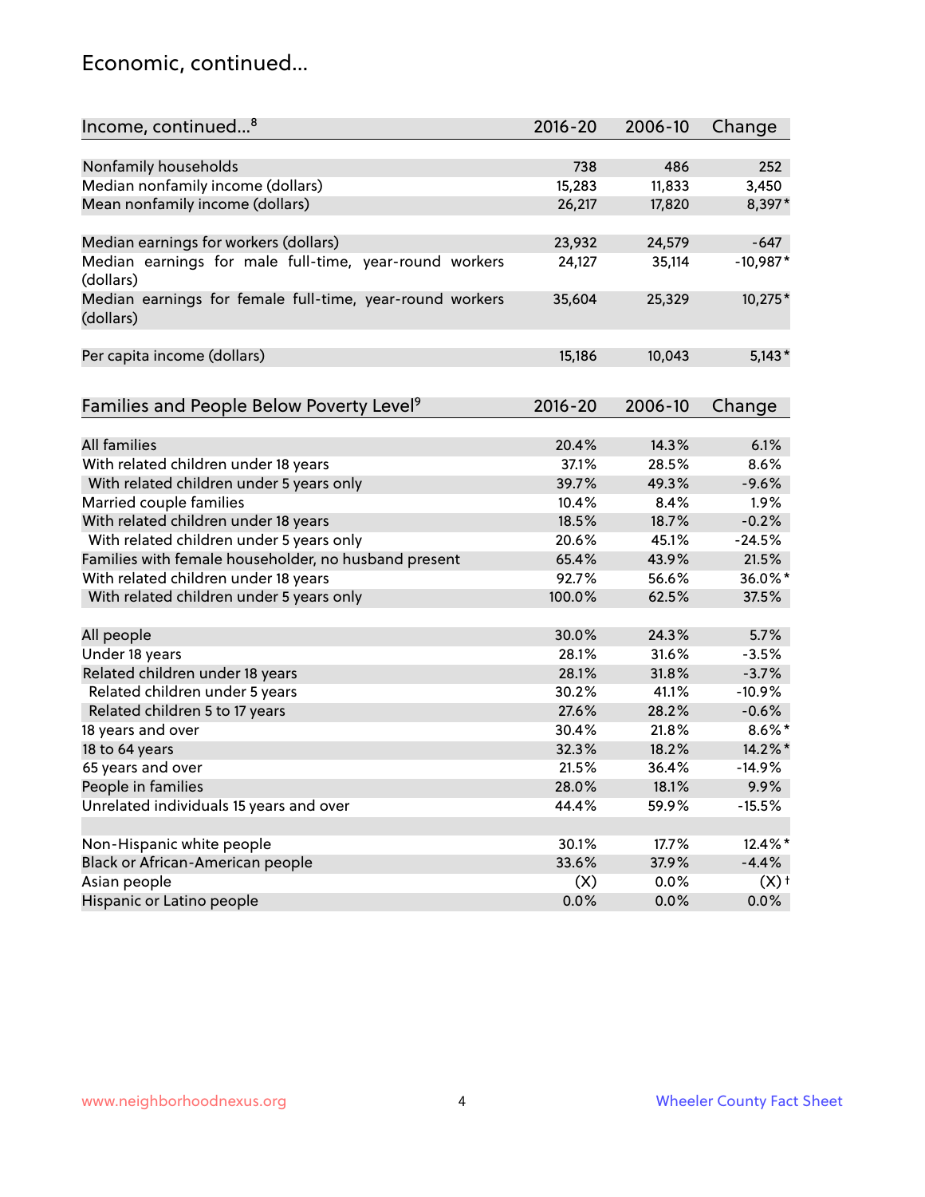# Economic, continued...

| Income, continued...[8] | 2016-20 | 2006-10 | Change |
|---|---|---|---|
| Nonfamily households | 738 | 486 | 252 |
| Median nonfamily income (dollars) | 15,283 | 11,833 | 3,450 |
| Mean nonfamily income (dollars) | 26,217 | 17,820 | 8,397* |
| Median earnings for workers (dollars) | 23,932 | 24,579 | -647 |
| Median earnings for male full-time, year-round workers (dollars) | 24,127 | 35,114 | -10,987* |
| Median earnings for female full-time, year-round workers (dollars) | 35,604 | 25,329 | 10,275* |
| Per capita income (dollars) | 15,186 | 10,043 | 5,143* |

| Families and People Below Poverty Level[9] | 2016-20 | 2006-10 | Change |
|---|---|---|---|
| All families | 20.4% | 14.3% | 6.1% |
| With related children under 18 years | 37.1% | 28.5% | 8.6% |
| With related children under 5 years only | 39.7% | 49.3% | -9.6% |
| Married couple families | 10.4% | 8.4% | 1.9% |
| With related children under 18 years | 18.5% | 18.7% | -0.2% |
| With related children under 5 years only | 20.6% | 45.1% | -24.5% |
| Families with female householder, no husband present | 65.4% | 43.9% | 21.5% |
| With related children under 18 years | 92.7% | 56.6% | 36.0%* |
| With related children under 5 years only | 100.0% | 62.5% | 37.5% |
| All people | 30.0% | 24.3% | 5.7% |
| Under 18 years | 28.1% | 31.6% | -3.5% |
| Related children under 18 years | 28.1% | 31.8% | -3.7% |
| Related children under 5 years | 30.2% | 41.1% | -10.9% |
| Related children 5 to 17 years | 27.6% | 28.2% | -0.6% |
| 18 years and over | 30.4% | 21.8% | 8.6%* |
| 18 to 64 years | 32.3% | 18.2% | 14.2%* |
| 65 years and over | 21.5% | 36.4% | -14.9% |
| People in families | 28.0% | 18.1% | 9.9% |
| Unrelated individuals 15 years and over | 44.4% | 59.9% | -15.5% |
| Non-Hispanic white people | 30.1% | 17.7% | 12.4%* |
| Black or African-American people | 33.6% | 37.9% | -4.4% |
| Asian people | (X) | 0.0% | (X)† |
| Hispanic or Latino people | 0.0% | 0.0% | 0.0% |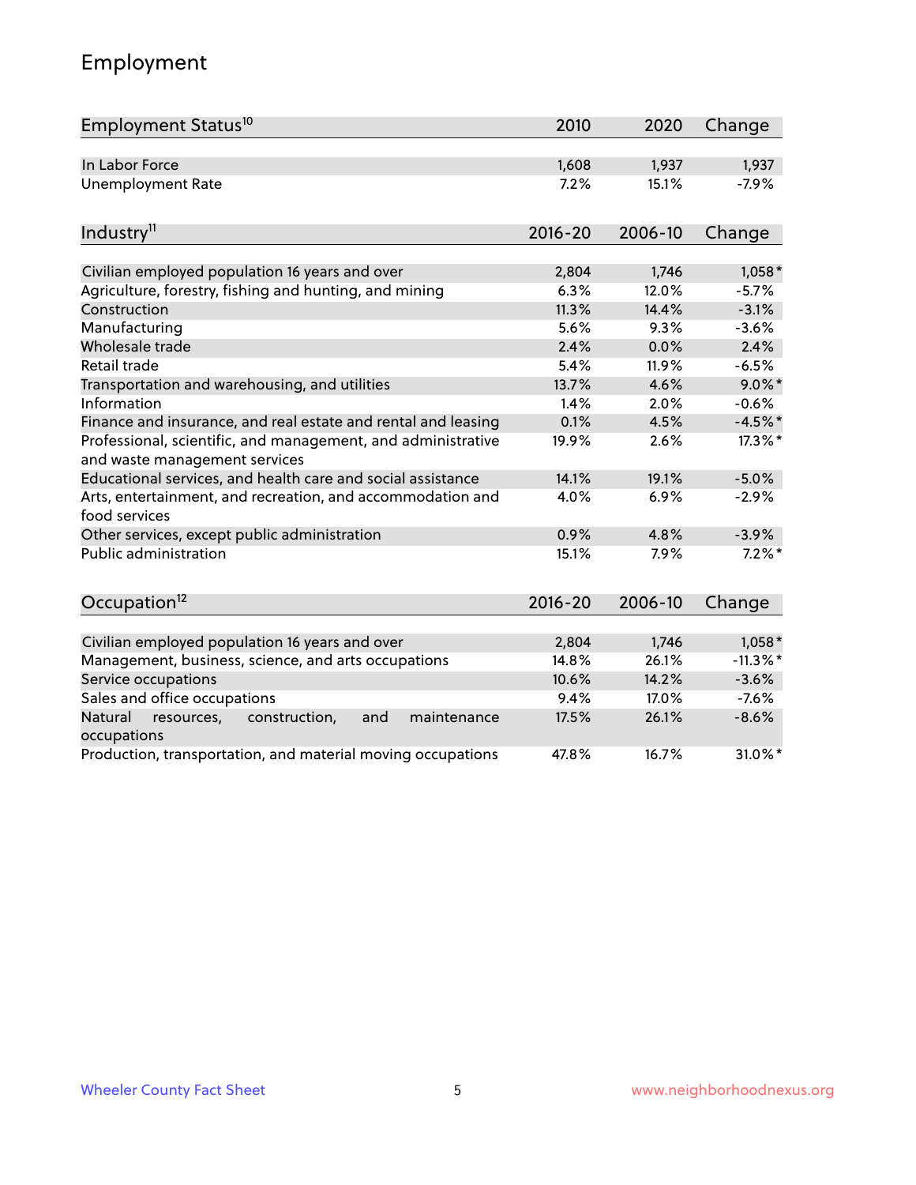# Employment

| Employment Status[10] | 2010 | 2020 | Change |
|---|---|---|---|
| In Labor Force | 1,608 | 1,937 | 1,937 |
| Unemployment Rate | 7.2% | 15.1% | -7.9% |

| Industry[11] | 2016-20 | 2006-10 | Change |
|---|---|---|---|
| Civilian employed population 16 years and over | 2,804 | 1,746 | 1,058* |
| Agriculture, forestry, fishing and hunting, and mining | 6.3% | 12.0% | -5.7% |
| Construction | 11.3% | 14.4% | -3.1% |
| Manufacturing | 5.6% | 9.3% | -3.6% |
| Wholesale trade | 2.4% | 0.0% | 2.4% |
| Retail trade | 5.4% | 11.9% | -6.5% |
| Transportation and warehousing, and utilities | 13.7% | 4.6% | 9.0%* |
| Information | 1.4% | 2.0% | -0.6% |
| Finance and insurance, and real estate and rental and leasing | 0.1% | 4.5% | -4.5%* |
| Professional, scientific, and management, and administrative and waste management services | 19.9% | 2.6% | 17.3%* |
| Educational services, and health care and social assistance | 14.1% | 19.1% | -5.0% |
| Arts, entertainment, and recreation, and accommodation and food services | 4.0% | 6.9% | -2.9% |
| Other services, except public administration | 0.9% | 4.8% | -3.9% |
| Public administration | 15.1% | 7.9% | 7.2%* |

| Occupation[12] | 2016-20 | 2006-10 | Change |
|---|---|---|---|
| Civilian employed population 16 years and over | 2,804 | 1,746 | 1,058* |
| Management, business, science, and arts occupations | 14.8% | 26.1% | -11.3%* |
| Service occupations | 10.6% | 14.2% | -3.6% |
| Sales and office occupations | 9.4% | 17.0% | -7.6% |
| Natural resources, construction, and maintenance occupations | 17.5% | 26.1% | -8.6% |
| Production, transportation, and material moving occupations | 47.8% | 16.7% | 31.0%* |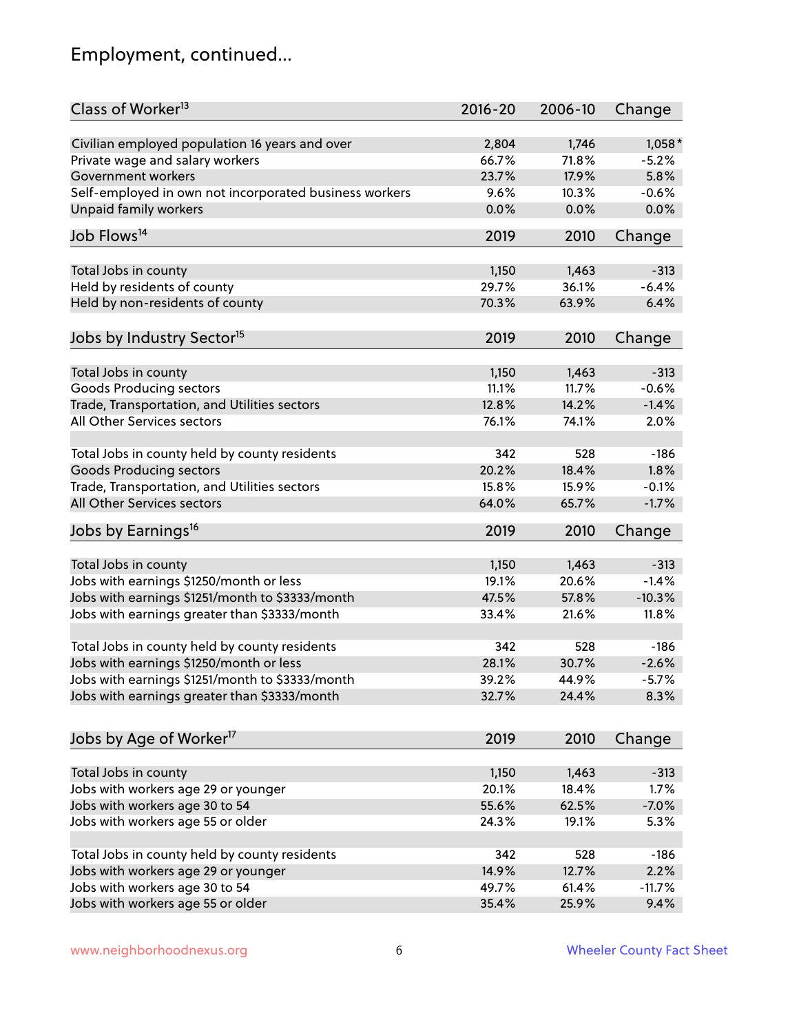## Employment, continued...

| Class of Worker[13] | 2016-20 | 2006-10 | Change |
|---|---|---|---|
| Civilian employed population 16 years and over | 2,804 | 1,746 | 1,058* |
| Private wage and salary workers | 66.7% | 71.8% | -5.2% |
| Government workers | 23.7% | 17.9% | 5.8% |
| Self-employed in own not incorporated business workers | 9.6% | 10.3% | -0.6% |
| Unpaid family workers | 0.0% | 0.0% | 0.0% |

| Job Flows[14] | 2019 | 2010 | Change |
|---|---|---|---|
| Total Jobs in county | 1,150 | 1,463 | -313 |
| Held by residents of county | 29.7% | 36.1% | -6.4% |
| Held by non-residents of county | 70.3% | 63.9% | 6.4% |

| Jobs by Industry Sector[15] | 2019 | 2010 | Change |
|---|---|---|---|
| Total Jobs in county | 1,150 | 1,463 | -313 |
| Goods Producing sectors | 11.1% | 11.7% | -0.6% |
| Trade, Transportation, and Utilities sectors | 12.8% | 14.2% | -1.4% |
| All Other Services sectors | 76.1% | 74.1% | 2.0% |
| | | | |
| Total Jobs in county held by county residents | 342 | 528 | -186 |
| Goods Producing sectors | 20.2% | 18.4% | 1.8% |
| Trade, Transportation, and Utilities sectors | 15.8% | 15.9% | -0.1% |
| All Other Services sectors | 64.0% | 65.7% | -1.7% |

| Jobs by Earnings[16] | 2019 | 2010 | Change |
|---|---|---|---|
| Total Jobs in county | 1,150 | 1,463 | -313 |
| Jobs with earnings $1250/month or less | 19.1% | 20.6% | -1.4% |
| Jobs with earnings $1251/month to $3333/month | 47.5% | 57.8% | -10.3% |
| Jobs with earnings greater than $3333/month | 33.4% | 21.6% | 11.8% |
| | | | |
| Total Jobs in county held by county residents | 342 | 528 | -186 |
| Jobs with earnings $1250/month or less | 28.1% | 30.7% | -2.6% |
| Jobs with earnings $1251/month to $3333/month | 39.2% | 44.9% | -5.7% |
| Jobs with earnings greater than $3333/month | 32.7% | 24.4% | 8.3% |

| Jobs by Age of Worker[17] | 2019 | 2010 | Change |
|---|---|---|---|
| Total Jobs in county | 1,150 | 1,463 | -313 |
| Jobs with workers age 29 or younger | 20.1% | 18.4% | 1.7% |
| Jobs with workers age 30 to 54 | 55.6% | 62.5% | -7.0% |
| Jobs with workers age 55 or older | 24.3% | 19.1% | 5.3% |
| | | | |
| Total Jobs in county held by county residents | 342 | 528 | -186 |
| Jobs with workers age 29 or younger | 14.9% | 12.7% | 2.2% |
| Jobs with workers age 30 to 54 | 49.7% | 61.4% | -11.7% |
| Jobs with workers age 55 or older | 35.4% | 25.9% | 9.4% |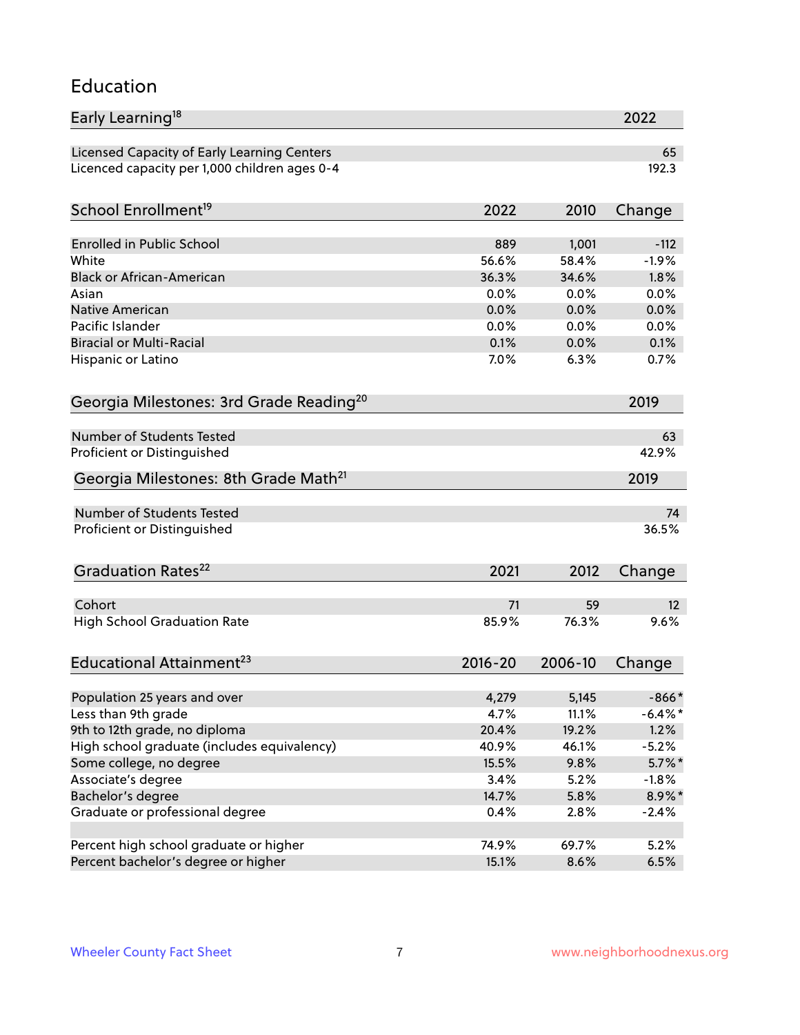## Education

| Early Learning[18] | 2022 |
|---|---|
| Licensed Capacity of Early Learning Centers | 65 |
| Licenced capacity per 1,000 children ages 0-4 | 192.3 |

| School Enrollment[19] | 2022 | 2010 | Change |
|---|---|---|---|
| Enrolled in Public School | 889 | 1,001 | -112 |
| White | 56.6% | 58.4% | -1.9% |
| Black or African-American | 36.3% | 34.6% | 1.8% |
| Asian | 0.0% | 0.0% | 0.0% |
| Native American | 0.0% | 0.0% | 0.0% |
| Pacific Islander | 0.0% | 0.0% | 0.0% |
| Biracial or Multi-Racial | 0.1% | 0.0% | 0.1% |
| Hispanic or Latino | 7.0% | 6.3% | 0.7% |

| Georgia Milestones: 3rd Grade Reading[20] | 2019 |
|---|---|
| Number of Students Tested | 63 |
| Proficient or Distinguished | 42.9% |

| Georgia Milestones: 8th Grade Math[21] | 2019 |
|---|---|
| Number of Students Tested | 74 |
| Proficient or Distinguished | 36.5% |

| Graduation Rates[22] | 2021 | 2012 | Change |
|---|---|---|---|
| Cohort | 71 | 59 | 12 |
| High School Graduation Rate | 85.9% | 76.3% | 9.6% |

| Educational Attainment[23] | 2016-20 | 2006-10 | Change |
|---|---|---|---|
| Population 25 years and over | 4,279 | 5,145 | -866* |
| Less than 9th grade | 4.7% | 11.1% | -6.4%* |
| 9th to 12th grade, no diploma | 20.4% | 19.2% | 1.2% |
| High school graduate (includes equivalency) | 40.9% | 46.1% | -5.2% |
| Some college, no degree | 15.5% | 9.8% | 5.7%* |
| Associate's degree | 3.4% | 5.2% | -1.8% |
| Bachelor's degree | 14.7% | 5.8% | 8.9%* |
| Graduate or professional degree | 0.4% | 2.8% | -2.4% |
| | | | |
| Percent high school graduate or higher | 74.9% | 69.7% | 5.2% |
| Percent bachelor's degree or higher | 15.1% | 8.6% | 6.5% |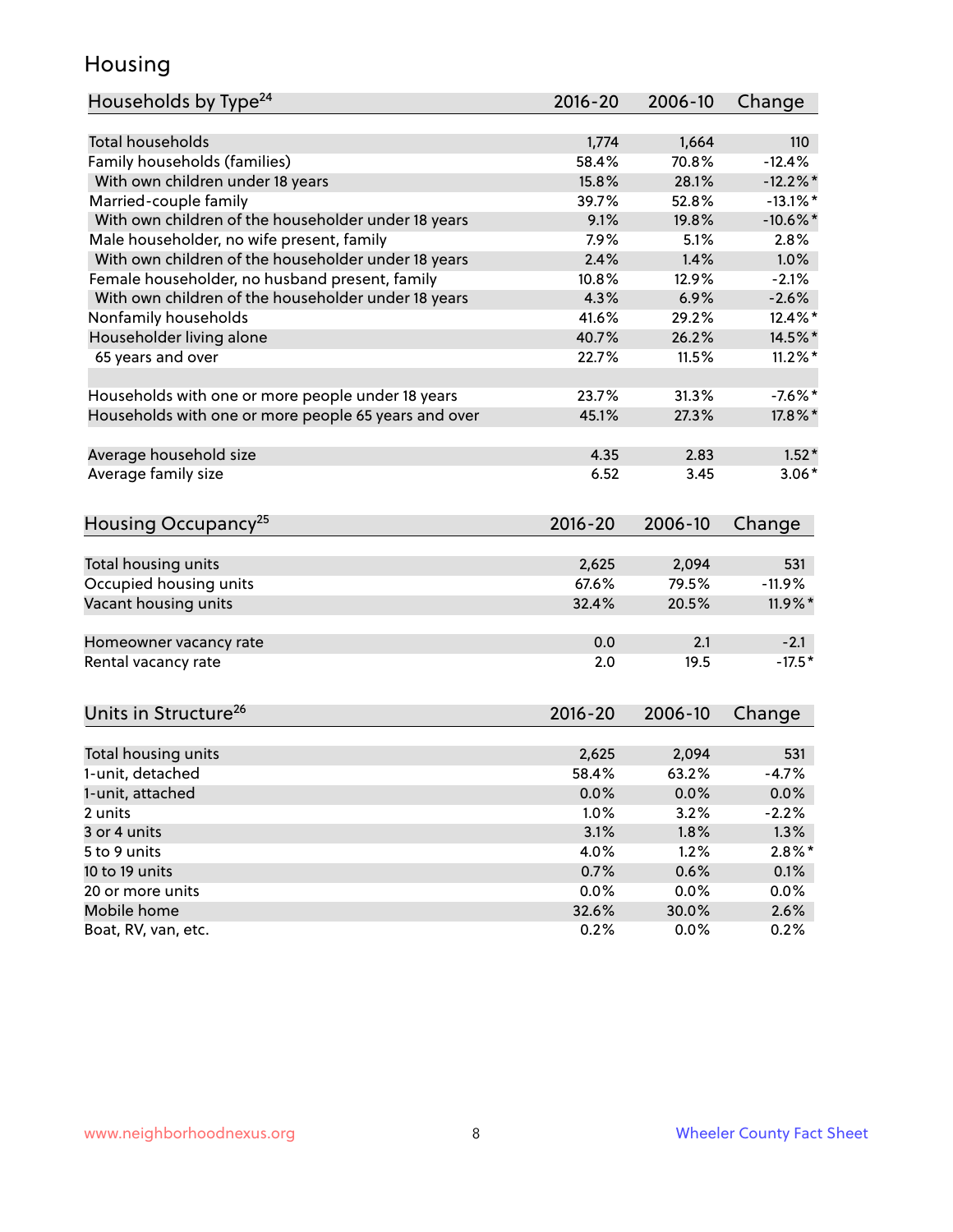## Housing

| Households by Type[24] | 2016-20 | 2006-10 | Change |
|---|---|---|---|
| Total households | 1,774 | 1,664 | 110 |
| Family households (families) | 58.4% | 70.8% | -12.4% |
| With own children under 18 years | 15.8% | 28.1% | -12.2%* |
| Married-couple family | 39.7% | 52.8% | -13.1%* |
| With own children of the householder under 18 years | 9.1% | 19.8% | -10.6%* |
| Male householder, no wife present, family | 7.9% | 5.1% | 2.8% |
| With own children of the householder under 18 years | 2.4% | 1.4% | 1.0% |
| Female householder, no husband present, family | 10.8% | 12.9% | -2.1% |
| With own children of the householder under 18 years | 4.3% | 6.9% | -2.6% |
| Nonfamily households | 41.6% | 29.2% | 12.4%* |
| Householder living alone | 40.7% | 26.2% | 14.5%* |
| 65 years and over | 22.7% | 11.5% | 11.2%* |
| | | | |
| Households with one or more people under 18 years | 23.7% | 31.3% | -7.6%* |
| Households with one or more people 65 years and over | 45.1% | 27.3% | 17.8%* |
| | | | |
| Average household size | 4.35 | 2.83 | 1.52* |
| Average family size | 6.52 | 3.45 | 3.06* |

| Housing Occupancy[25] | 2016-20 | 2006-10 | Change |
|---|---|---|---|
| Total housing units | 2,625 | 2,094 | 531 |
| Occupied housing units | 67.6% | 79.5% | -11.9% |
| Vacant housing units | 32.4% | 20.5% | 11.9%* |
| | | | |
| Homeowner vacancy rate | 0.0 | 2.1 | -2.1 |
| Rental vacancy rate | 2.0 | 19.5 | -17.5* |

| Units in Structure[26] | 2016-20 | 2006-10 | Change |
|---|---|---|---|
| Total housing units | 2,625 | 2,094 | 531 |
| 1-unit, detached | 58.4% | 63.2% | -4.7% |
| 1-unit, attached | 0.0% | 0.0% | 0.0% |
| 2 units | 1.0% | 3.2% | -2.2% |
| 3 or 4 units | 3.1% | 1.8% | 1.3% |
| 5 to 9 units | 4.0% | 1.2% | 2.8%* |
| 10 to 19 units | 0.7% | 0.6% | 0.1% |
| 20 or more units | 0.0% | 0.0% | 0.0% |
| Mobile home | 32.6% | 30.0% | 2.6% |
| Boat, RV, van, etc. | 0.2% | 0.0% | 0.2% |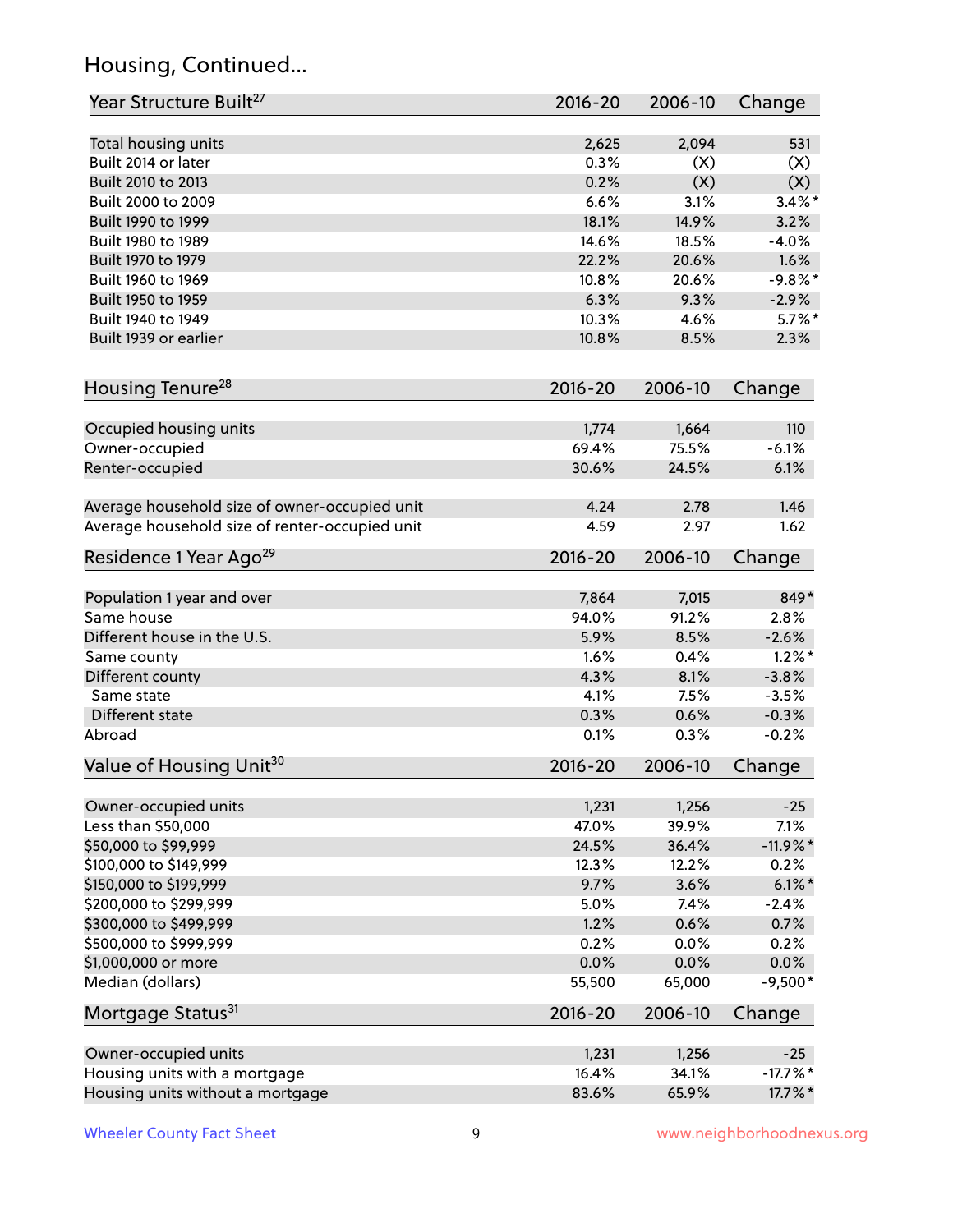## Housing, Continued...

| Year Structure Built[27] | 2016-20 | 2006-10 | Change |
|---|---|---|---|
| Total housing units | 2,625 | 2,094 | 531 |
| Built 2014 or later | 0.3% | (X) | (X) |
| Built 2010 to 2013 | 0.2% | (X) | (X) |
| Built 2000 to 2009 | 6.6% | 3.1% | 3.4%* |
| Built 1990 to 1999 | 18.1% | 14.9% | 3.2% |
| Built 1980 to 1989 | 14.6% | 18.5% | -4.0% |
| Built 1970 to 1979 | 22.2% | 20.6% | 1.6% |
| Built 1960 to 1969 | 10.8% | 20.6% | -9.8%* |
| Built 1950 to 1959 | 6.3% | 9.3% | -2.9% |
| Built 1940 to 1949 | 10.3% | 4.6% | 5.7%* |
| Built 1939 or earlier | 10.8% | 8.5% | 2.3% |

| Housing Tenure[28] | 2016-20 | 2006-10 | Change |
|---|---|---|---|
| Occupied housing units | 1,774 | 1,664 | 110 |
| Owner-occupied | 69.4% | 75.5% | -6.1% |
| Renter-occupied | 30.6% | 24.5% | 6.1% |
| Average household size of owner-occupied unit | 4.24 | 2.78 | 1.46 |
| Average household size of renter-occupied unit | 4.59 | 2.97 | 1.62 |

| Residence 1 Year Ago[29] | 2016-20 | 2006-10 | Change |
|---|---|---|---|
| Population 1 year and over | 7,864 | 7,015 | 849* |
| Same house | 94.0% | 91.2% | 2.8% |
| Different house in the U.S. | 5.9% | 8.5% | -2.6% |
| Same county | 1.6% | 0.4% | 1.2%* |
| Different county | 4.3% | 8.1% | -3.8% |
| Same state | 4.1% | 7.5% | -3.5% |
| Different state | 0.3% | 0.6% | -0.3% |
| Abroad | 0.1% | 0.3% | -0.2% |

| Value of Housing Unit[30] | 2016-20 | 2006-10 | Change |
|---|---|---|---|
| Owner-occupied units | 1,231 | 1,256 | -25 |
| Less than $50,000 | 47.0% | 39.9% | 7.1% |
| $50,000 to $99,999 | 24.5% | 36.4% | -11.9%* |
| $100,000 to $149,999 | 12.3% | 12.2% | 0.2% |
| $150,000 to $199,999 | 9.7% | 3.6% | 6.1%* |
| $200,000 to $299,999 | 5.0% | 7.4% | -2.4% |
| $300,000 to $499,999 | 1.2% | 0.6% | 0.7% |
| $500,000 to $999,999 | 0.2% | 0.0% | 0.2% |
| $1,000,000 or more | 0.0% | 0.0% | 0.0% |
| Median (dollars) | 55,500 | 65,000 | -9,500* |

| Mortgage Status[31] | 2016-20 | 2006-10 | Change |
|---|---|---|---|
| Owner-occupied units | 1,231 | 1,256 | -25 |
| Housing units with a mortgage | 16.4% | 34.1% | -17.7%* |
| Housing units without a mortgage | 83.6% | 65.9% | 17.7%* |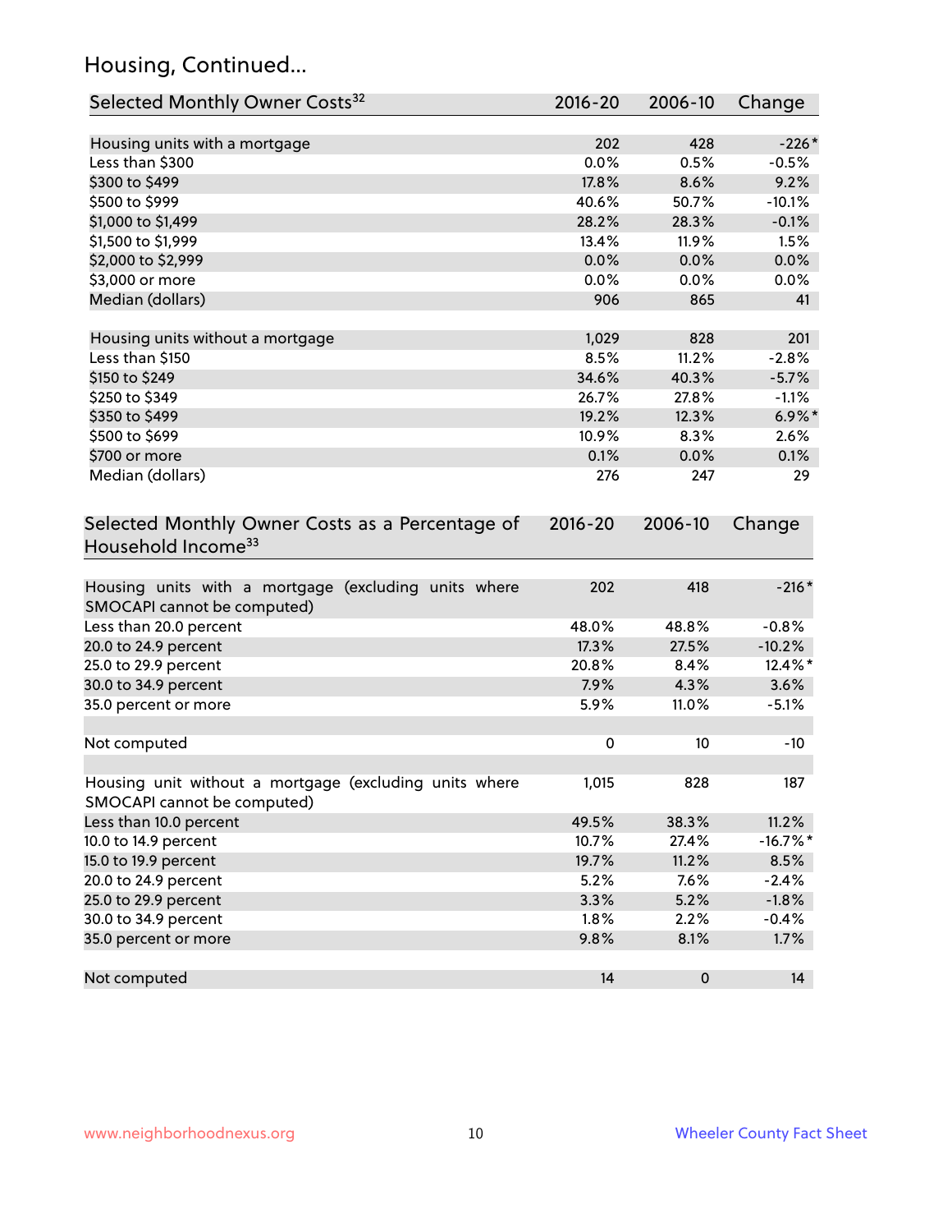## Housing, Continued...

| Selected Monthly Owner Costs[32] | 2016-20 | 2006-10 | Change |
|---|---|---|---|
| Housing units with a mortgage | 202 | 428 | -226* |
| Less than $300 | 0.0% | 0.5% | -0.5% |
| $300 to $499 | 17.8% | 8.6% | 9.2% |
| $500 to $999 | 40.6% | 50.7% | -10.1% |
| $1,000 to $1,499 | 28.2% | 28.3% | -0.1% |
| $1,500 to $1,999 | 13.4% | 11.9% | 1.5% |
| $2,000 to $2,999 | 0.0% | 0.0% | 0.0% |
| $3,000 or more | 0.0% | 0.0% | 0.0% |
| Median (dollars) | 906 | 865 | 41 |
| | | | |
| Housing units without a mortgage | 1,029 | 828 | 201 |
| Less than $150 | 8.5% | 11.2% | -2.8% |
| $150 to $249 | 34.6% | 40.3% | -5.7% |
| $250 to $349 | 26.7% | 27.8% | -1.1% |
| $350 to $499 | 19.2% | 12.3% | 6.9%* |
| $500 to $699 | 10.9% | 8.3% | 2.6% |
| $700 or more | 0.1% | 0.0% | 0.1% |
| Median (dollars) | 276 | 247 | 29 |

| Selected Monthly Owner Costs as a Percentage of Household Income[33] | 2016-20 | 2006-10 | Change |
|---|---|---|---|
| Housing units with a mortgage (excluding units where SMOCAPI cannot be computed) | 202 | 418 | -216* |
| Less than 20.0 percent | 48.0% | 48.8% | -0.8% |
| 20.0 to 24.9 percent | 17.3% | 27.5% | -10.2% |
| 25.0 to 29.9 percent | 20.8% | 8.4% | 12.4%* |
| 30.0 to 34.9 percent | 7.9% | 4.3% | 3.6% |
| 35.0 percent or more | 5.9% | 11.0% | -5.1% |
| | | | |
| Not computed | 0 | 10 | -10 |
| | | | |
| Housing unit without a mortgage (excluding units where SMOCAPI cannot be computed) | 1,015 | 828 | 187 |
| Less than 10.0 percent | 49.5% | 38.3% | 11.2% |
| 10.0 to 14.9 percent | 10.7% | 27.4% | -16.7%* |
| 15.0 to 19.9 percent | 19.7% | 11.2% | 8.5% |
| 20.0 to 24.9 percent | 5.2% | 7.6% | -2.4% |
| 25.0 to 29.9 percent | 3.3% | 5.2% | -1.8% |
| 30.0 to 34.9 percent | 1.8% | 2.2% | -0.4% |
| 35.0 percent or more | 9.8% | 8.1% | 1.7% |
| | | | |
| Not computed | 14 | 0 | 14 |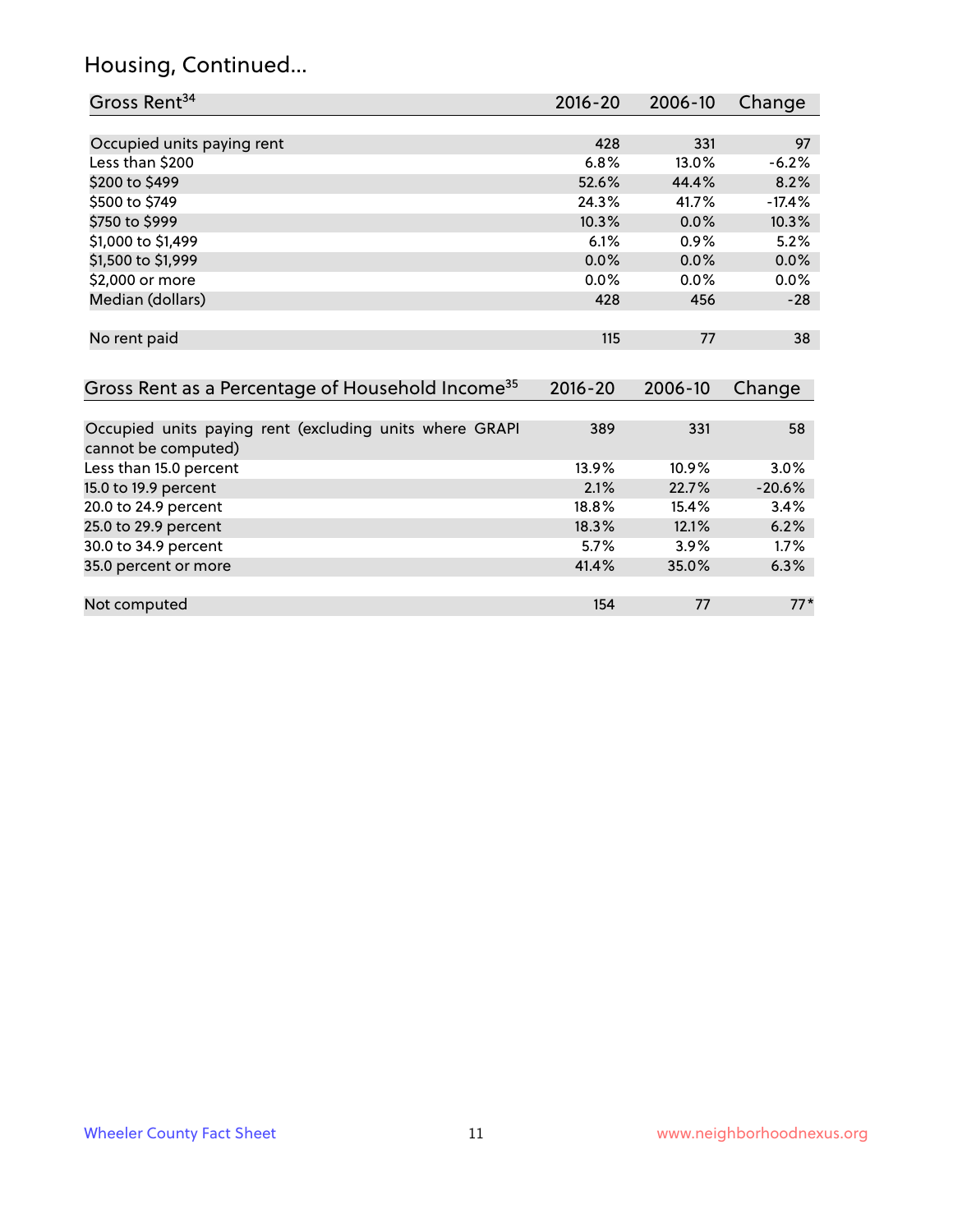# Housing, Continued...

| Gross Rent[34] | 2016-20 | 2006-10 | Change |
|---|---|---|---|
| Occupied units paying rent | 428 | 331 | 97 |
| Less than $200 | 6.8% | 13.0% | -6.2% |
| $200 to $499 | 52.6% | 44.4% | 8.2% |
| $500 to $749 | 24.3% | 41.7% | -17.4% |
| $750 to $999 | 10.3% | 0.0% | 10.3% |
| $1,000 to $1,499 | 6.1% | 0.9% | 5.2% |
| $1,500 to $1,999 | 0.0% | 0.0% | 0.0% |
| $2,000 or more | 0.0% | 0.0% | 0.0% |
| Median (dollars) | 428 | 456 | -28 |
| No rent paid | 115 | 77 | 38 |

| Gross Rent as a Percentage of Household Income[35] | 2016-20 | 2006-10 | Change |
|---|---|---|---|
| Occupied units paying rent (excluding units where GRAPI cannot be computed) | 389 | 331 | 58 |
| Less than 15.0 percent | 13.9% | 10.9% | 3.0% |
| 15.0 to 19.9 percent | 2.1% | 22.7% | -20.6% |
| 20.0 to 24.9 percent | 18.8% | 15.4% | 3.4% |
| 25.0 to 29.9 percent | 18.3% | 12.1% | 6.2% |
| 30.0 to 34.9 percent | 5.7% | 3.9% | 1.7% |
| 35.0 percent or more | 41.4% | 35.0% | 6.3% |
| Not computed | 154 | 77 | 77* |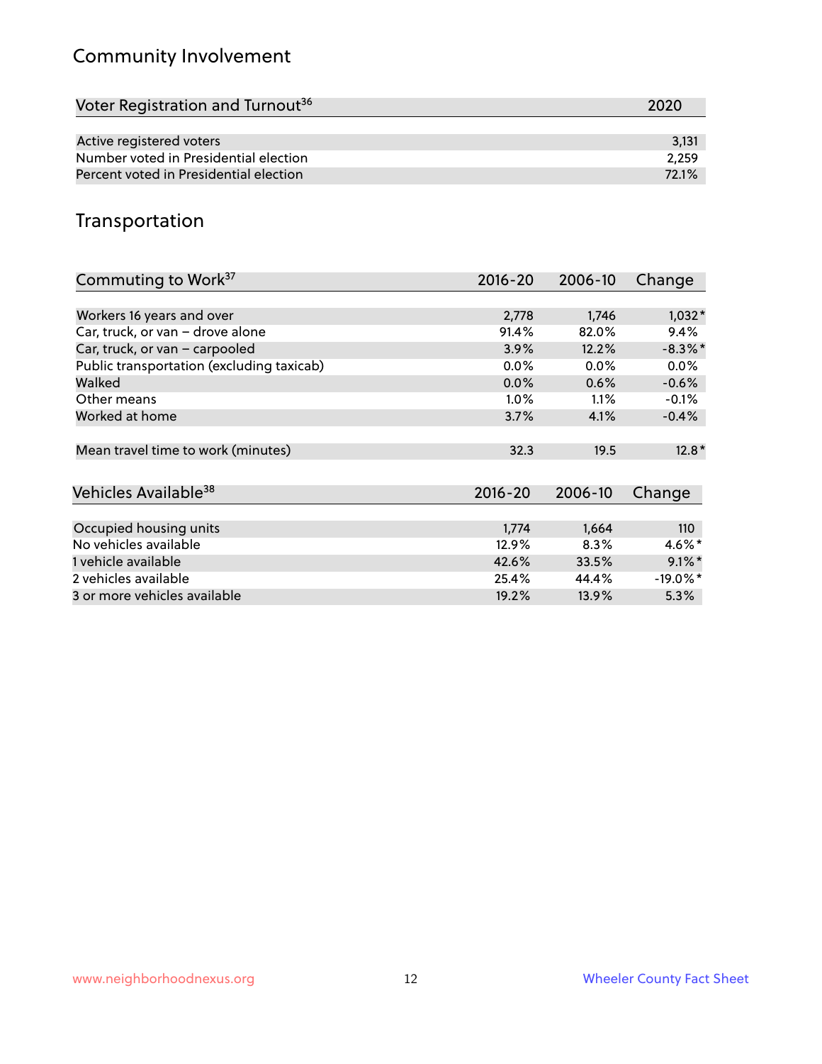## Community Involvement

| Voter Registration and Turnout[36] | 2020 |
|---|---|
| Active registered voters | 3,131 |
| Number voted in Presidential election | 2,259 |
| Percent voted in Presidential election | 72.1% |

## Transportation

| Commuting to Work[37] | 2016-20 | 2006-10 | Change |
|---|---|---|---|
| Workers 16 years and over | 2,778 | 1,746 | 1,032* |
| Car, truck, or van – drove alone | 91.4% | 82.0% | 9.4% |
| Car, truck, or van – carpooled | 3.9% | 12.2% | -8.3%* |
| Public transportation (excluding taxicab) | 0.0% | 0.0% | 0.0% |
| Walked | 0.0% | 0.6% | -0.6% |
| Other means | 1.0% | 1.1% | -0.1% |
| Worked at home | 3.7% | 4.1% | -0.4% |
| Mean travel time to work (minutes) | 32.3 | 19.5 | 12.8* |

| Vehicles Available[38] | 2016-20 | 2006-10 | Change |
|---|---|---|---|
| Occupied housing units | 1,774 | 1,664 | 110 |
| No vehicles available | 12.9% | 8.3% | 4.6%* |
| 1 vehicle available | 42.6% | 33.5% | 9.1%* |
| 2 vehicles available | 25.4% | 44.4% | -19.0%* |
| 3 or more vehicles available | 19.2% | 13.9% | 5.3% |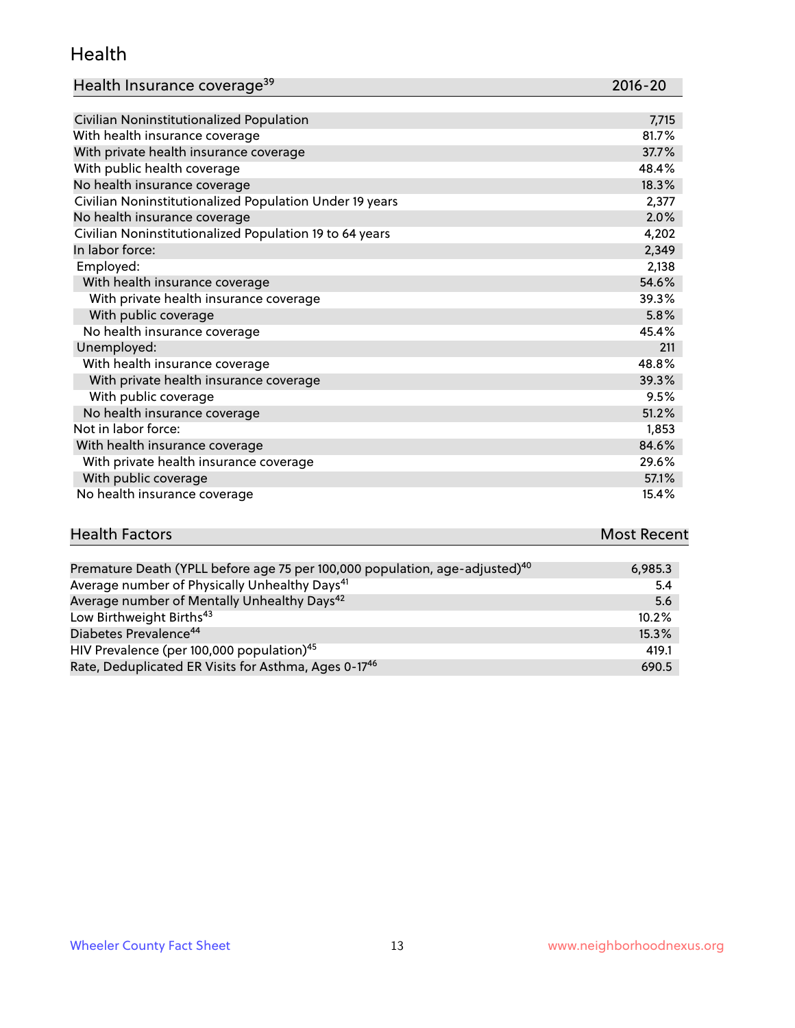# Health

| Health Insurance coverage[39] | 2016-20 |
|---|---|
| Civilian Noninstitutionalized Population | 7,715 |
| With health insurance coverage | 81.7% |
| With private health insurance coverage | 37.7% |
| With public health coverage | 48.4% |
| No health insurance coverage | 18.3% |
| Civilian Noninstitutionalized Population Under 19 years | 2,377 |
| No health insurance coverage | 2.0% |
| Civilian Noninstitutionalized Population 19 to 64 years | 4,202 |
| In labor force: | 2,349 |
| Employed: | 2,138 |
| With health insurance coverage | 54.6% |
| With private health insurance coverage | 39.3% |
| With public coverage | 5.8% |
| No health insurance coverage | 45.4% |
| Unemployed: | 211 |
| With health insurance coverage | 48.8% |
| With private health insurance coverage | 39.3% |
| With public coverage | 9.5% |
| No health insurance coverage | 51.2% |
| Not in labor force: | 1,853 |
| With health insurance coverage | 84.6% |
| With private health insurance coverage | 29.6% |
| With public coverage | 57.1% |
| No health insurance coverage | 15.4% |

| Health Factors | Most Recent |
|---|---|
| Premature Death (YPLL before age 75 per 100,000 population, age-adjusted)[40] | 6,985.3 |
| Average number of Physically Unhealthy Days[41] | 5.4 |
| Average number of Mentally Unhealthy Days[42] | 5.6 |
| Low Birthweight Births[43] | 10.2% |
| Diabetes Prevalence[44] | 15.3% |
| HIV Prevalence (per 100,000 population)[45] | 419.1 |
| Rate, Deduplicated ER Visits for Asthma, Ages 0-17[46] | 690.5 |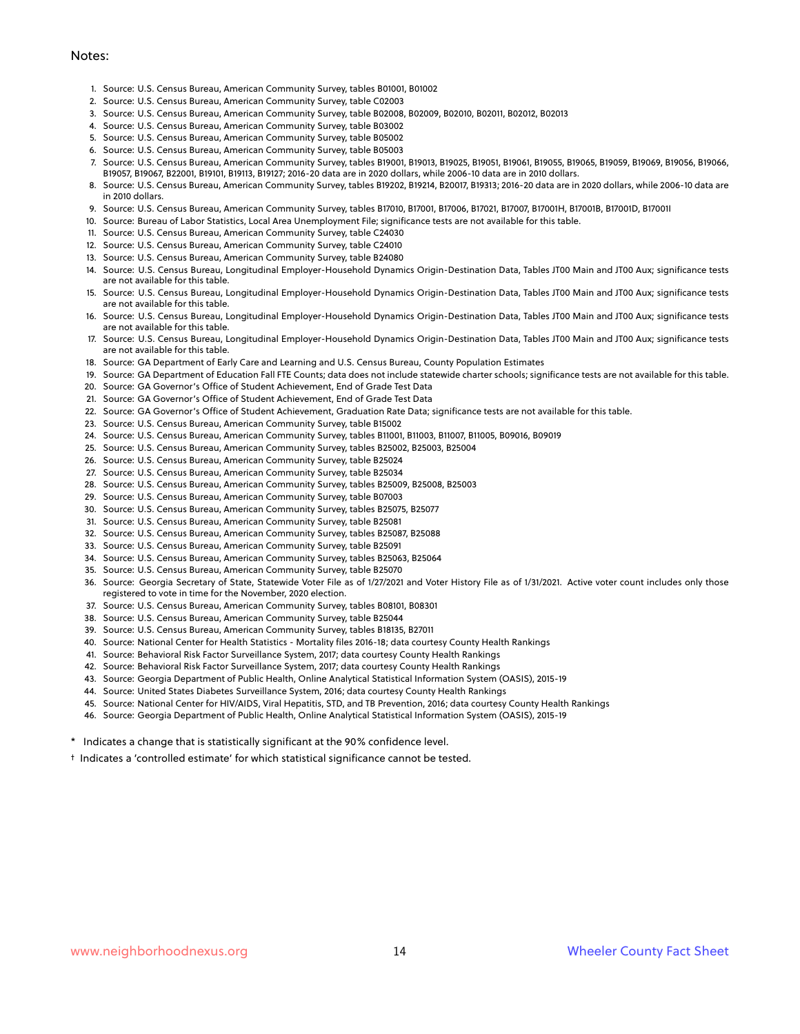Notes:

1. Source: U.S. Census Bureau, American Community Survey, tables B01001, B01002
2. Source: U.S. Census Bureau, American Community Survey, table C02003
3. Source: U.S. Census Bureau, American Community Survey, table B02008, B02009, B02010, B02011, B02012, B02013
4. Source: U.S. Census Bureau, American Community Survey, table B03002
5. Source: U.S. Census Bureau, American Community Survey, table B05002
6. Source: U.S. Census Bureau, American Community Survey, table B05003
7. Source: U.S. Census Bureau, American Community Survey, tables B19001, B19013, B19025, B19051, B19061, B19055, B19065, B19059, B19069, B19056, B19066, B19057, B19067, B22001, B19101, B19113, B19127; 2016-20 data are in 2020 dollars, while 2006-10 data are in 2010 dollars.
8. Source: U.S. Census Bureau, American Community Survey, tables B19202, B19214, B20017, B19313; 2016-20 data are in 2020 dollars, while 2006-10 data are in 2010 dollars.
9. Source: U.S. Census Bureau, American Community Survey, tables B17010, B17001, B17006, B17021, B17007, B17001H, B17001B, B17001D, B17001I
10. Source: Bureau of Labor Statistics, Local Area Unemployment File; significance tests are not available for this table.
11. Source: U.S. Census Bureau, American Community Survey, table C24030
12. Source: U.S. Census Bureau, American Community Survey, table C24010
13. Source: U.S. Census Bureau, American Community Survey, table B24080
14. Source: U.S. Census Bureau, Longitudinal Employer-Household Dynamics Origin-Destination Data, Tables JT00 Main and JT00 Aux; significance tests are not available for this table.
15. Source: U.S. Census Bureau, Longitudinal Employer-Household Dynamics Origin-Destination Data, Tables JT00 Main and JT00 Aux; significance tests are not available for this table.
16. Source: U.S. Census Bureau, Longitudinal Employer-Household Dynamics Origin-Destination Data, Tables JT00 Main and JT00 Aux; significance tests are not available for this table.
17. Source: U.S. Census Bureau, Longitudinal Employer-Household Dynamics Origin-Destination Data, Tables JT00 Main and JT00 Aux; significance tests are not available for this table.
18. Source: GA Department of Early Care and Learning and U.S. Census Bureau, County Population Estimates
19. Source: GA Department of Education Fall FTE Counts; data does not include statewide charter schools; significance tests are not available for this table.
20. Source: GA Governor's Office of Student Achievement, End of Grade Test Data
21. Source: GA Governor's Office of Student Achievement, End of Grade Test Data
22. Source: GA Governor's Office of Student Achievement, Graduation Rate Data; significance tests are not available for this table.
23. Source: U.S. Census Bureau, American Community Survey, table B15002
24. Source: U.S. Census Bureau, American Community Survey, tables B11001, B11003, B11007, B11005, B09016, B09019
25. Source: U.S. Census Bureau, American Community Survey, tables B25002, B25003, B25004
26. Source: U.S. Census Bureau, American Community Survey, table B25024
27. Source: U.S. Census Bureau, American Community Survey, table B25034
28. Source: U.S. Census Bureau, American Community Survey, tables B25009, B25008, B25003
29. Source: U.S. Census Bureau, American Community Survey, table B07003
30. Source: U.S. Census Bureau, American Community Survey, tables B25075, B25077
31. Source: U.S. Census Bureau, American Community Survey, table B25081
32. Source: U.S. Census Bureau, American Community Survey, tables B25087, B25088
33. Source: U.S. Census Bureau, American Community Survey, table B25091
34. Source: U.S. Census Bureau, American Community Survey, tables B25063, B25064
35. Source: U.S. Census Bureau, American Community Survey, table B25070
36. Source: Georgia Secretary of State, Statewide Voter File as of 1/27/2021 and Voter History File as of 1/31/2021. Active voter count includes only those registered to vote in time for the November, 2020 election.
37. Source: U.S. Census Bureau, American Community Survey, tables B08101, B08301
38. Source: U.S. Census Bureau, American Community Survey, table B25044
39. Source: U.S. Census Bureau, American Community Survey, tables B18135, B27011
40. Source: National Center for Health Statistics - Mortality files 2016-18; data courtesy County Health Rankings
41. Source: Behavioral Risk Factor Surveillance System, 2017; data courtesy County Health Rankings
42. Source: Behavioral Risk Factor Surveillance System, 2017; data courtesy County Health Rankings
43. Source: Georgia Department of Public Health, Online Analytical Statistical Information System (OASIS), 2015-19
44. Source: United States Diabetes Surveillance System, 2016; data courtesy County Health Rankings
45. Source: National Center for HIV/AIDS, Viral Hepatitis, STD, and TB Prevention, 2016; data courtesy County Health Rankings
46. Source: Georgia Department of Public Health, Online Analytical Statistical Information System (OASIS), 2015-19

\* Indicates a change that is statistically significant at the 90% confidence level.

† Indicates a 'controlled estimate' for which statistical significance cannot be tested.